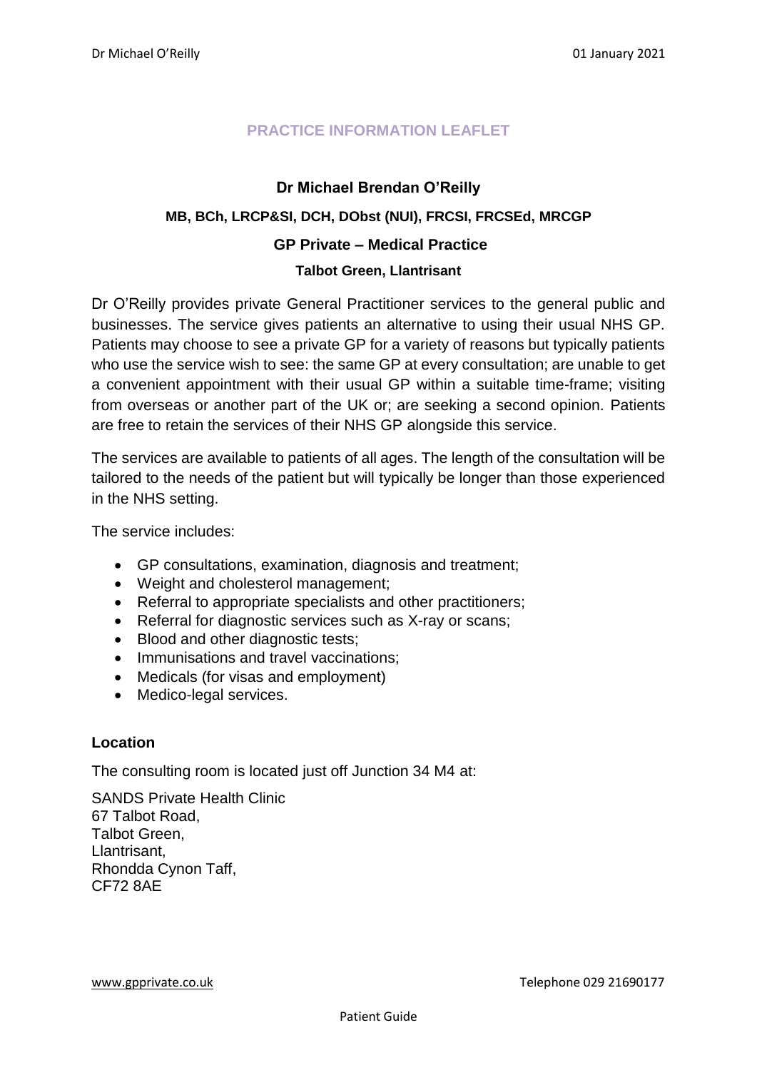# PRACTICE INFORMATION LEAFLET

## Dr Michael Brendan O'Reilly

**MB, BCh, LRCP&SI, DCH, DObst (NUI), FRCSI, FRCSEd, MRCGP**

**GP Private – Medical Practice**

**Talbot Green, Llantrisant**

Dr O'Reilly provides private General Practitioner services to the general public and businesses. The service gives patients an alternative to using their usual NHS GP. Patients may choose to see a private GP for a variety of reasons but typically patients who use the service wish to see: the same GP at every consultation; are unable to get a convenient appointment with their usual GP within a suitable time-frame; visiting from overseas or another part of the UK or; are seeking a second opinion. Patients are free to retain the services of their NHS GP alongside this service.

The services are available to patients of all ages. The length of the consultation will be tailored to the needs of the patient but will typically be longer than those experienced in the NHS setting.

The service includes:

- GP consultations, examination, diagnosis and treatment;
- Weight and cholesterol management;
- Referral to appropriate specialists and other practitioners;
- Referral for diagnostic services such as X-ray or scans;
- Blood and other diagnostic tests;
- Immunisations and travel vaccinations;
- Medicals (for visas and employment)
- Medico-legal services.

### Location

The consulting room is located just off Junction 34 M4 at:

SANDS Private Health Clinic
67 Talbot Road,
Talbot Green,
Llantrisant,
Rhondda Cynon Taff,
CF72 8AE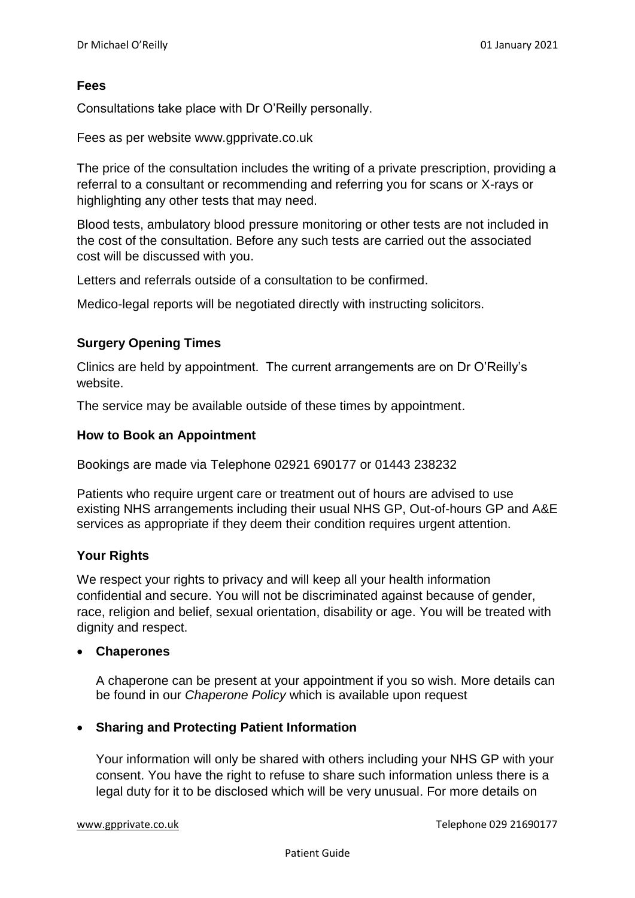## Fees

Consultations take place with Dr O'Reilly personally.

Fees as per website www.gpprivate.co.uk

The price of the consultation includes the writing of a private prescription, providing a referral to a consultant or recommending and referring you for scans or X-rays or highlighting any other tests that may need.

Blood tests, ambulatory blood pressure monitoring or other tests are not included in the cost of the consultation. Before any such tests are carried out the associated cost will be discussed with you.

Letters and referrals outside of a consultation to be confirmed.

Medico-legal reports will be negotiated directly with instructing solicitors.

## Surgery Opening Times

Clinics are held by appointment. The current arrangements are on Dr O'Reilly's website.

The service may be available outside of these times by appointment.

## How to Book an Appointment

Bookings are made via Telephone 02921 690177 or 01443 238232

Patients who require urgent care or treatment out of hours are advised to use existing NHS arrangements including their usual NHS GP, Out-of-hours GP and A&E services as appropriate if they deem their condition requires urgent attention.

## Your Rights

We respect your rights to privacy and will keep all your health information confidential and secure. You will not be discriminated against because of gender, race, religion and belief, sexual orientation, disability or age. You will be treated with dignity and respect.

- **Chaperones**

  A chaperone can be present at your appointment if you so wish. More details can be found in our *Chaperone Policy* which is available upon request

- **Sharing and Protecting Patient Information**

  Your information will only be shared with others including your NHS GP with your consent. You have the right to refuse to share such information unless there is a legal duty for it to be disclosed which will be very unusual. For more details on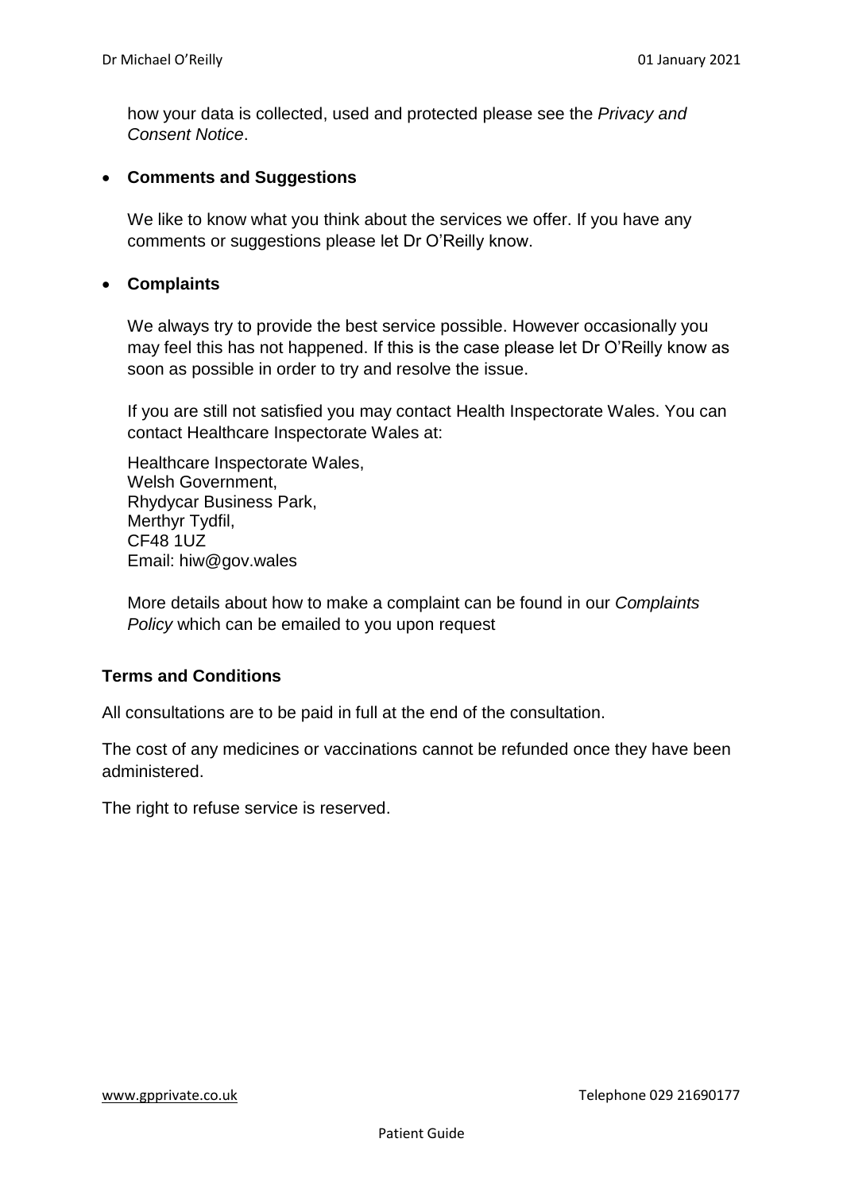how your data is collected, used and protected please see the *Privacy and Consent Notice*.

- **Comments and Suggestions**

  We like to know what you think about the services we offer. If you have any comments or suggestions please let Dr O'Reilly know.

- **Complaints**

  We always try to provide the best service possible. However occasionally you may feel this has not happened. If this is the case please let Dr O'Reilly know as soon as possible in order to try and resolve the issue.

  If you are still not satisfied you may contact Health Inspectorate Wales. You can contact Healthcare Inspectorate Wales at:

  Healthcare Inspectorate Wales,
  Welsh Government,
  Rhydycar Business Park,
  Merthyr Tydfil,
  CF48 1UZ
  Email: hiw@gov.wales

  More details about how to make a complaint can be found in our *Complaints Policy* which can be emailed to you upon request

**Terms and Conditions**

All consultations are to be paid in full at the end of the consultation.

The cost of any medicines or vaccinations cannot be refunded once they have been administered.

The right to refuse service is reserved.